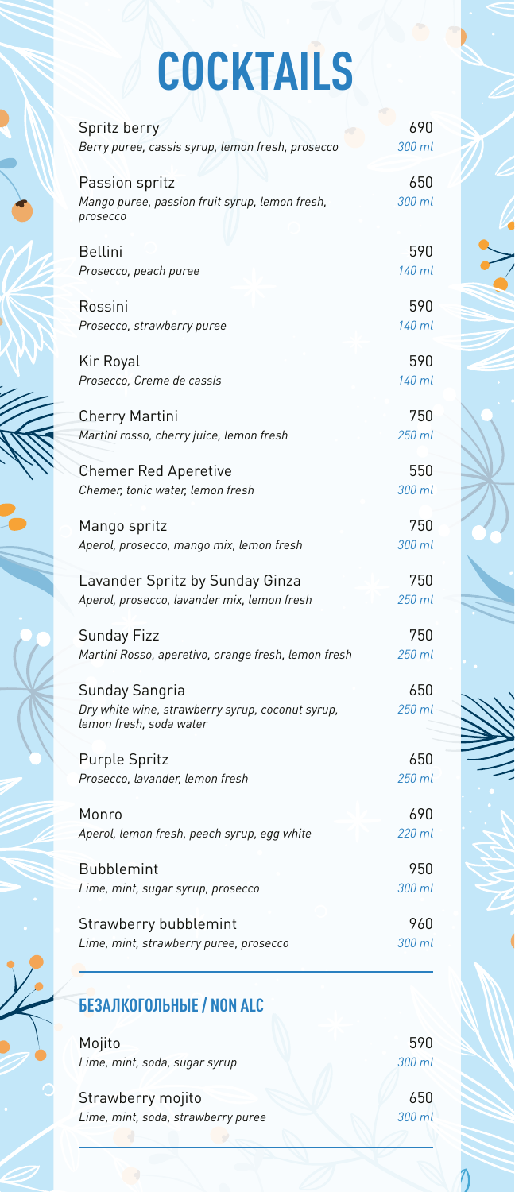# COCKTAILS

Spritz berry — 690
*Berry puree, cassis syrup, lemon fresh, prosecco* — *300 ml*

Passion spritz — 650
*Mango puree, passion fruit syrup, lemon fresh, prosecco* — *300 ml*

Bellini — 590
*Prosecco, peach puree* — *140 ml*

Rossini — 590
*Prosecco, strawberry puree* — *140 ml*

Kir Royal — 590
*Prosecco, Creme de cassis* — *140 ml*

Cherry Martini — 750
*Martini rosso, cherry juice, lemon fresh* — *250 ml*

Chemer Red Aperetive — 550
*Chemer, tonic water, lemon fresh* — *300 ml*

Mango spritz — 750
*Aperol, prosecco, mango mix, lemon fresh* — *300 ml*

Lavander Spritz by Sunday Ginza — 750
*Aperol, prosecco, lavander mix, lemon fresh* — *250 ml*

Sunday Fizz — 750
*Martini Rosso, aperetivo, orange fresh, lemon fresh* — *250 ml*

Sunday Sangria — 650
*Dry white wine, strawberry syrup, coconut syrup, lemon fresh, soda water* — *250 ml*

Purple Spritz — 650
*Prosecco, lavander, lemon fresh* — *250 ml*

Monro — 690
*Aperol, lemon fresh, peach syrup, egg white* — *220 ml*

Bubblemint — 950
*Lime, mint, sugar syrup, prosecco* — *300 ml*

Strawberry bubblemint — 960
*Lime, mint, strawberry puree, prosecco* — *300 ml*

## БЕЗАЛКОГОЛЬНЫЕ / NON ALC

Mojito — 590
*Lime, mint, soda, sugar syrup* — *300 ml*

Strawberry mojito — 650
*Lime, mint, soda, strawberry puree* — *300 ml*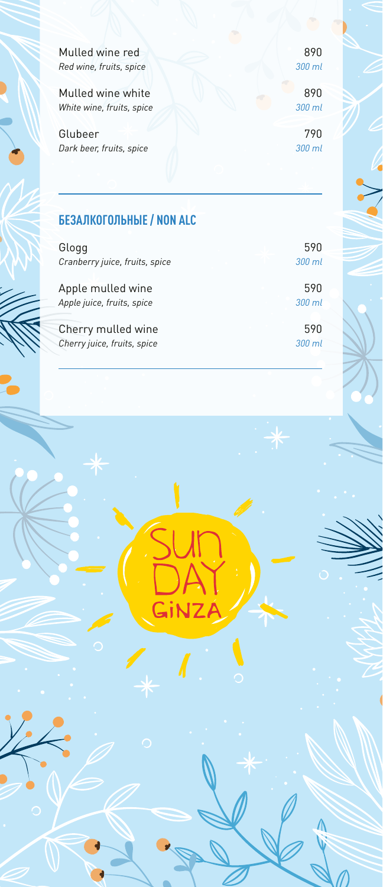Mulled wine red
*Red wine, fruits, spice*
890
*300 ml*

Mulled wine white
*White wine, fruits, spice*
890
*300 ml*

Glubeer
*Dark beer, fruits, spice*
790
*300 ml*

## БЕЗАЛКОГОЛЬНЫЕ / NON ALC

Glogg
*Cranberry juice, fruits, spice*
590
*300 ml*

Apple mulled wine
*Apple juice, fruits, spice*
590
*300 ml*

Cherry mulled wine
*Cherry juice, fruits, spice*
590
*300 ml*

SUN DAY GINZA